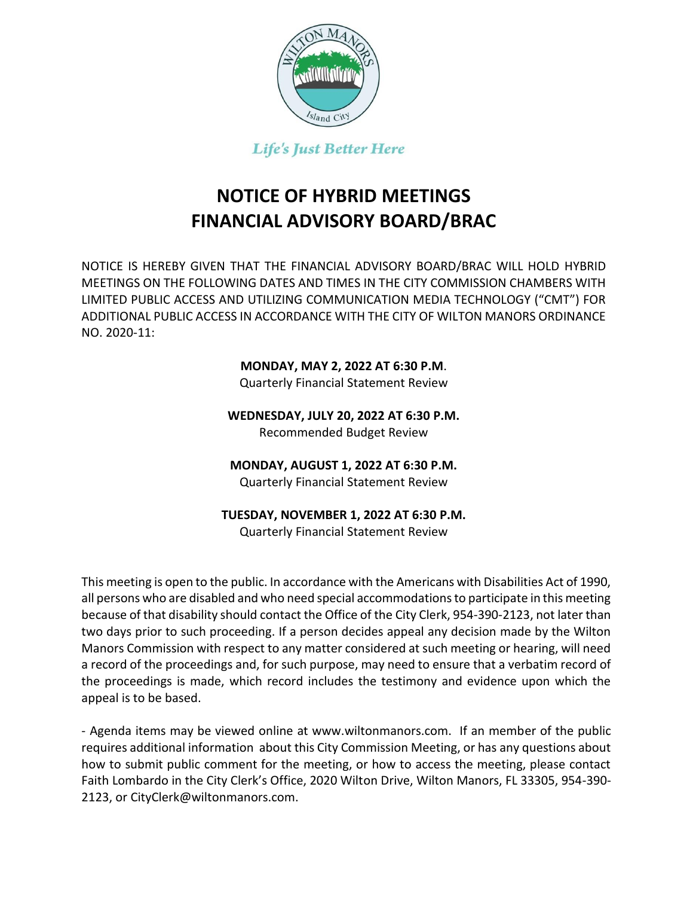*Life's Just Better Here*

# NOTICE OF HYBRID MEETINGS
# FINANCIAL ADVISORY BOARD/BRAC

NOTICE IS HEREBY GIVEN THAT THE FINANCIAL ADVISORY BOARD/BRAC WILL HOLD HYBRID MEETINGS ON THE FOLLOWING DATES AND TIMES IN THE CITY COMMISSION CHAMBERS WITH LIMITED PUBLIC ACCESS AND UTILIZING COMMUNICATION MEDIA TECHNOLOGY ("CMT") FOR ADDITIONAL PUBLIC ACCESS IN ACCORDANCE WITH THE CITY OF WILTON MANORS ORDINANCE NO. 2020-11:

**MONDAY, MAY 2, 2022 AT 6:30 P.M**.
Quarterly Financial Statement Review

**WEDNESDAY, JULY 20, 2022 AT 6:30 P.M.**
Recommended Budget Review

**MONDAY, AUGUST 1, 2022 AT 6:30 P.M.**
Quarterly Financial Statement Review

**TUESDAY, NOVEMBER 1, 2022 AT 6:30 P.M.**
Quarterly Financial Statement Review

This meeting is open to the public. In accordance with the Americans with Disabilities Act of 1990, all persons who are disabled and who need special accommodations to participate in this meeting because of that disability should contact the Office of the City Clerk, 954-390-2123, not later than two days prior to such proceeding. If a person decides appeal any decision made by the Wilton Manors Commission with respect to any matter considered at such meeting or hearing, will need a record of the proceedings and, for such purpose, may need to ensure that a verbatim record of the proceedings is made, which record includes the testimony and evidence upon which the appeal is to be based.

- Agenda items may be viewed online at www.wiltonmanors.com. If an member of the public requires additional information about this City Commission Meeting, or has any questions about how to submit public comment for the meeting, or how to access the meeting, please contact Faith Lombardo in the City Clerk's Office, 2020 Wilton Drive, Wilton Manors, FL 33305, 954-390-2123, or CityClerk@wiltonmanors.com.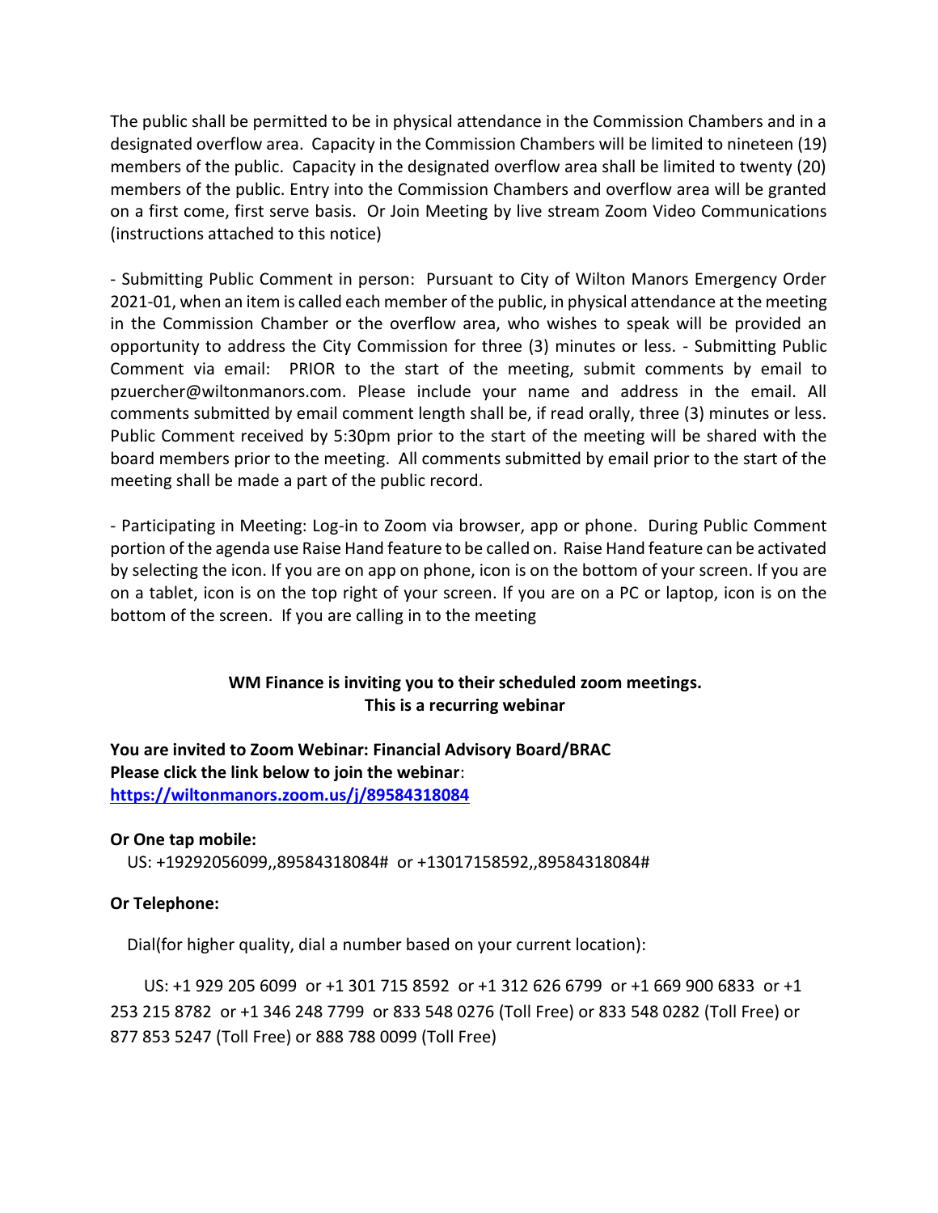The public shall be permitted to be in physical attendance in the Commission Chambers and in a designated overflow area. Capacity in the Commission Chambers will be limited to nineteen (19) members of the public. Capacity in the designated overflow area shall be limited to twenty (20) members of the public. Entry into the Commission Chambers and overflow area will be granted on a first come, first serve basis. Or Join Meeting by live stream Zoom Video Communications (instructions attached to this notice)

- Submitting Public Comment in person: Pursuant to City of Wilton Manors Emergency Order 2021-01, when an item is called each member of the public, in physical attendance at the meeting in the Commission Chamber or the overflow area, who wishes to speak will be provided an opportunity to address the City Commission for three (3) minutes or less. - Submitting Public Comment via email: PRIOR to the start of the meeting, submit comments by email to pzuercher@wiltonmanors.com. Please include your name and address in the email. All comments submitted by email comment length shall be, if read orally, three (3) minutes or less. Public Comment received by 5:30pm prior to the start of the meeting will be shared with the board members prior to the meeting. All comments submitted by email prior to the start of the meeting shall be made a part of the public record.

- Participating in Meeting: Log-in to Zoom via browser, app or phone. During Public Comment portion of the agenda use Raise Hand feature to be called on. Raise Hand feature can be activated by selecting the icon. If you are on app on phone, icon is on the bottom of your screen. If you are on a tablet, icon is on the top right of your screen. If you are on a PC or laptop, icon is on the bottom of the screen. If you are calling in to the meeting

**WM Finance is inviting you to their scheduled zoom meetings.**
**This is a recurring webinar**

**You are invited to Zoom Webinar: Financial Advisory Board/BRAC**
**Please click the link below to join the webinar**:
**https://wiltonmanors.zoom.us/j/89584318084**

**Or One tap mobile:**

US: +19292056099,,89584318084# or +13017158592,,89584318084#

**Or Telephone:**

Dial(for higher quality, dial a number based on your current location):

US: +1 929 205 6099 or +1 301 715 8592 or +1 312 626 6799 or +1 669 900 6833 or +1 253 215 8782 or +1 346 248 7799 or 833 548 0276 (Toll Free) or 833 548 0282 (Toll Free) or 877 853 5247 (Toll Free) or 888 788 0099 (Toll Free)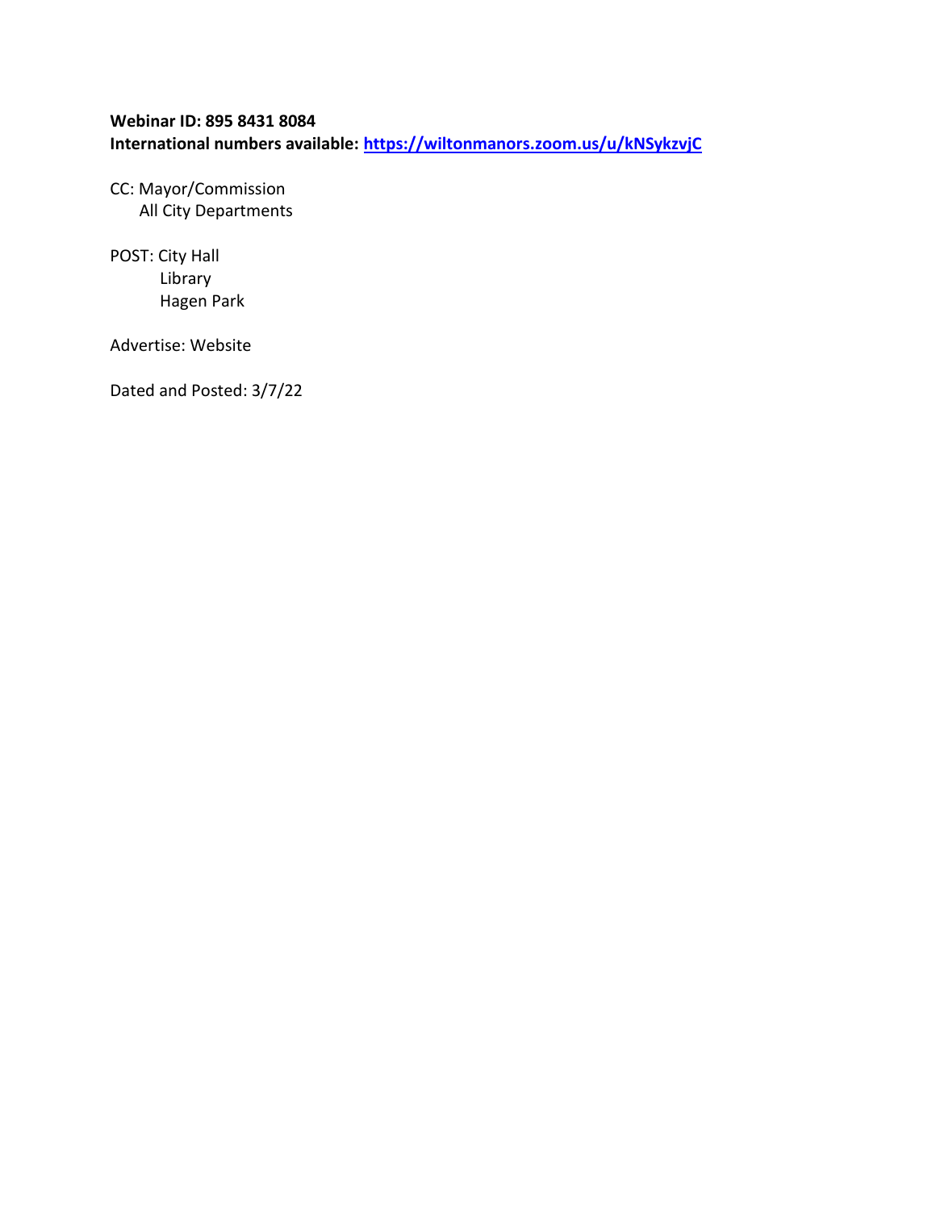**Webinar ID: 895 8431 8084**
**International numbers available: https://wiltonmanors.zoom.us/u/kNSykzvjC**

CC: Mayor/Commission
All City Departments

POST: City Hall
Library
Hagen Park

Advertise: Website

Dated and Posted: 3/7/22